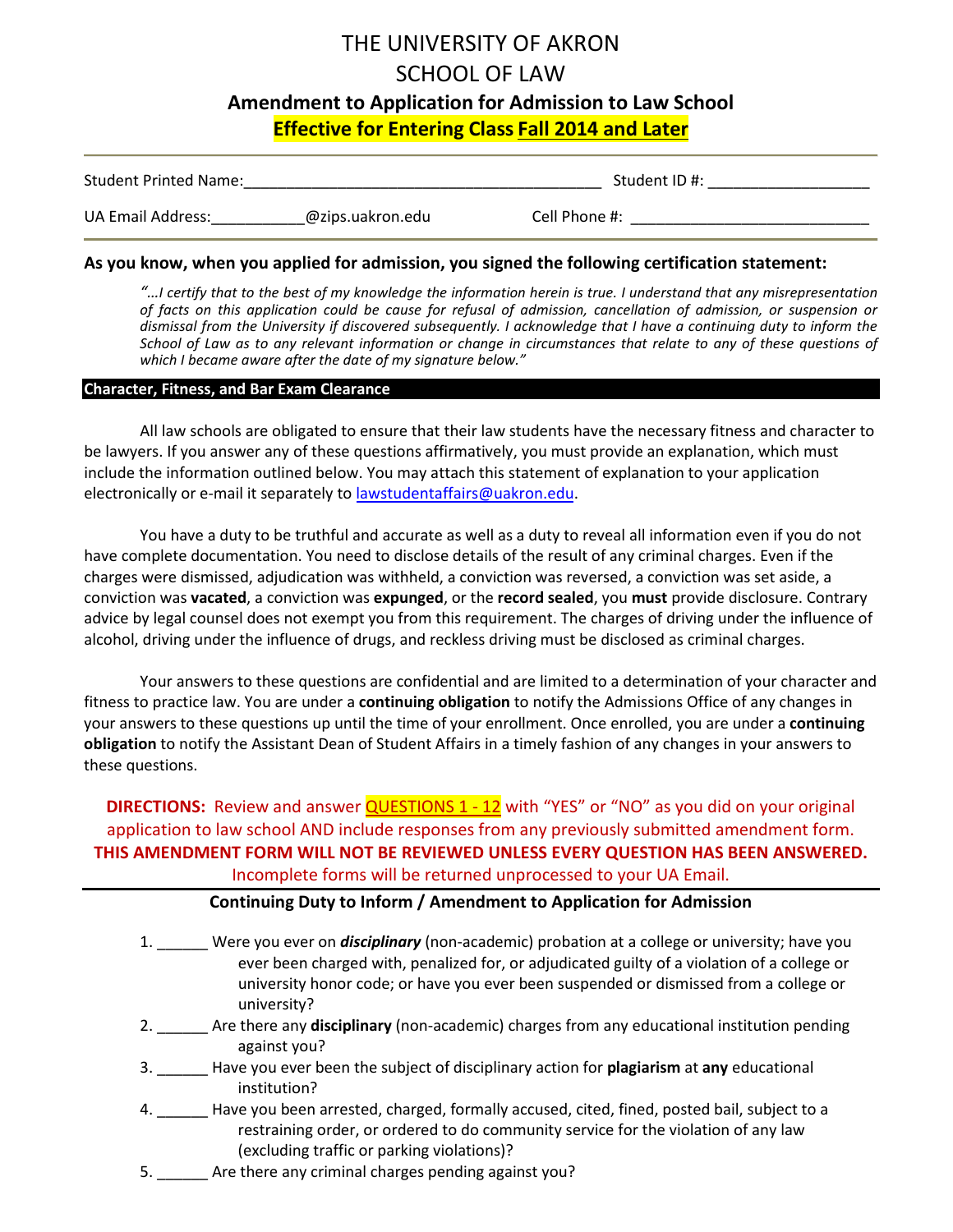# THE UNIVERSITY OF AKRON
# SCHOOL OF LAW

## Amendment to Application for Admission to Law School

**Effective for Entering Class Fall 2014 and Later**

Student Printed Name:___________________________________________ Student ID #: ___________________

UA Email Address:___________@zips.uakron.edu Cell Phone #: ____________________________

**As you know, when you applied for admission, you signed the following certification statement:**

*"…I certify that to the best of my knowledge the information herein is true. I understand that any misrepresentation of facts on this application could be cause for refusal of admission, cancellation of admission, or suspension or dismissal from the University if discovered subsequently. I acknowledge that I have a continuing duty to inform the School of Law as to any relevant information or change in circumstances that relate to any of these questions of which I became aware after the date of my signature below."*

**Character, Fitness, and Bar Exam Clearance**

All law schools are obligated to ensure that their law students have the necessary fitness and character to be lawyers. If you answer any of these questions affirmatively, you must provide an explanation, which must include the information outlined below. You may attach this statement of explanation to your application electronically or e-mail it separately to lawstudentaffairs@uakron.edu.

You have a duty to be truthful and accurate as well as a duty to reveal all information even if you do not have complete documentation. You need to disclose details of the result of any criminal charges. Even if the charges were dismissed, adjudication was withheld, a conviction was reversed, a conviction was set aside, a conviction was **vacated**, a conviction was **expunged**, or the **record sealed**, you **must** provide disclosure. Contrary advice by legal counsel does not exempt you from this requirement. The charges of driving under the influence of alcohol, driving under the influence of drugs, and reckless driving must be disclosed as criminal charges.

Your answers to these questions are confidential and are limited to a determination of your character and fitness to practice law. You are under a **continuing obligation** to notify the Admissions Office of any changes in your answers to these questions up until the time of your enrollment. Once enrolled, you are under a **continuing obligation** to notify the Assistant Dean of Student Affairs in a timely fashion of any changes in your answers to these questions.

**DIRECTIONS:** Review and answer QUESTIONS 1 - 12 with "YES" or "NO" as you did on your original application to law school AND include responses from any previously submitted amendment form.
**THIS AMENDMENT FORM WILL NOT BE REVIEWED UNLESS EVERY QUESTION HAS BEEN ANSWERED.**
Incomplete forms will be returned unprocessed to your UA Email.

**Continuing Duty to Inform / Amendment to Application for Admission**

1. ______ Were you ever on ***disciplinary*** (non-academic) probation at a college or university; have you ever been charged with, penalized for, or adjudicated guilty of a violation of a college or university honor code; or have you ever been suspended or dismissed from a college or university?
2. ______ Are there any **disciplinary** (non-academic) charges from any educational institution pending against you?
3. ______ Have you ever been the subject of disciplinary action for **plagiarism** at **any** educational institution?
4. ______ Have you been arrested, charged, formally accused, cited, fined, posted bail, subject to a restraining order, or ordered to do community service for the violation of any law (excluding traffic or parking violations)?
5. ______ Are there any criminal charges pending against you?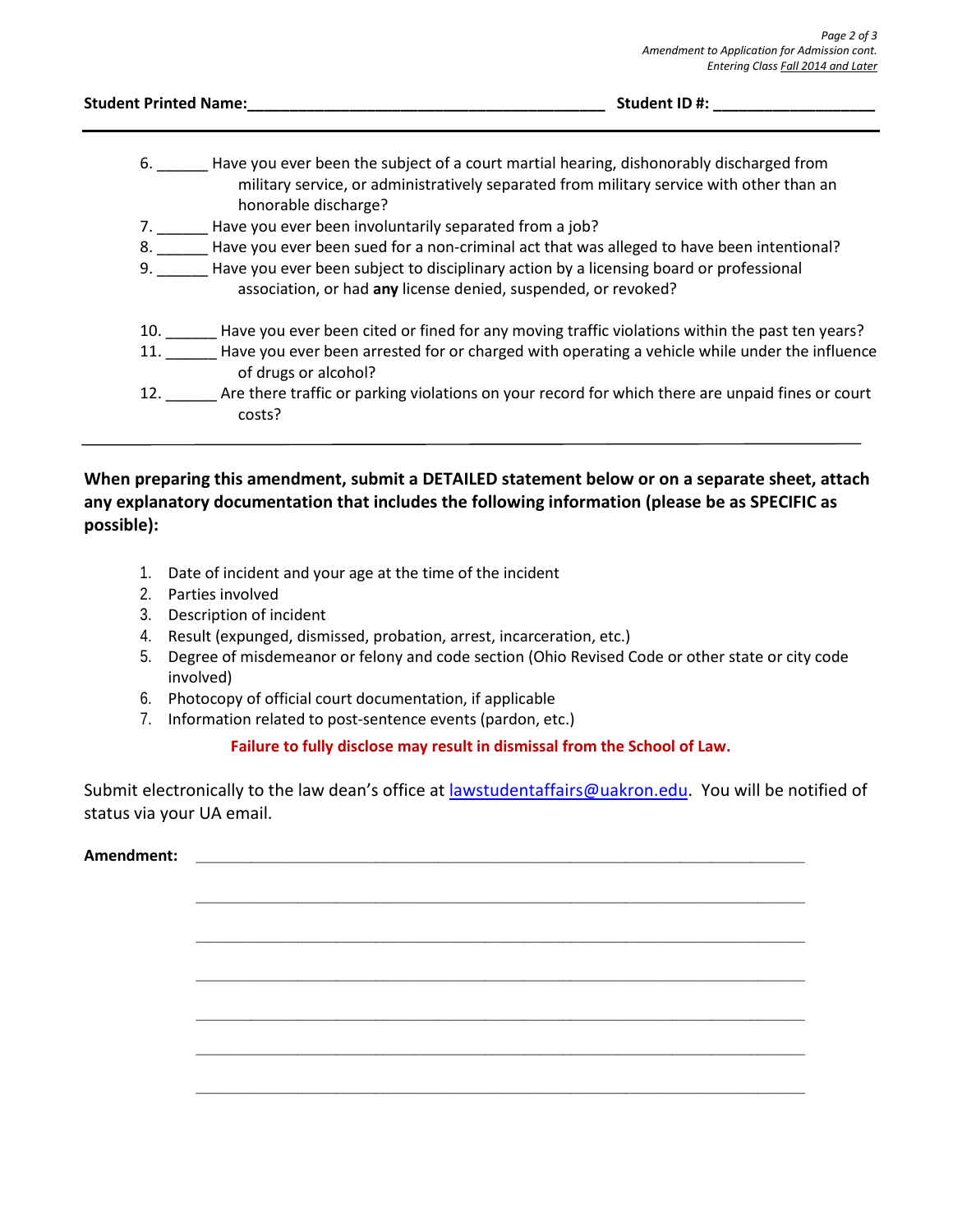**Student Printed Name:\_\_\_\_\_\_\_\_\_\_\_\_\_\_\_\_\_\_\_\_\_\_\_\_\_\_\_\_\_\_\_\_\_\_\_\_\_\_\_\_\_\_\_ Student ID #: \_\_\_\_\_\_\_\_\_\_\_\_\_\_\_\_\_\_\_**

---

6. \_\_\_\_\_\_ Have you ever been the subject of a court martial hearing, dishonorably discharged from military service, or administratively separated from military service with other than an honorable discharge?
7. \_\_\_\_\_\_ Have you ever been involuntarily separated from a job?
8. \_\_\_\_\_\_ Have you ever been sued for a non-criminal act that was alleged to have been intentional?
9. \_\_\_\_\_\_ Have you ever been subject to disciplinary action by a licensing board or professional association, or had **any** license denied, suspended, or revoked?

10. \_\_\_\_\_\_ Have you ever been cited or fined for any moving traffic violations within the past ten years?
11. \_\_\_\_\_\_ Have you ever been arrested for or charged with operating a vehicle while under the influence of drugs or alcohol?
12. \_\_\_\_\_\_ Are there traffic or parking violations on your record for which there are unpaid fines or court costs?

---

**When preparing this amendment, submit a DETAILED statement below or on a separate sheet, attach any explanatory documentation that includes the following information (please be as SPECIFIC as possible):**

1. Date of incident and your age at the time of the incident
2. Parties involved
3. Description of incident
4. Result (expunged, dismissed, probation, arrest, incarceration, etc.)
5. Degree of misdemeanor or felony and code section (Ohio Revised Code or other state or city code involved)
6. Photocopy of official court documentation, if applicable
7. Information related to post-sentence events (pardon, etc.)

**Failure to fully disclose may result in dismissal from the School of Law.**

Submit electronically to the law dean's office at lawstudentaffairs@uakron.edu. You will be notified of status via your UA email.

**Amendment:** \_\_\_\_\_\_\_\_\_\_\_\_\_\_\_\_\_\_\_\_\_\_\_\_\_\_\_\_\_\_\_\_\_\_\_\_\_\_\_\_\_\_\_\_\_\_\_\_\_\_\_\_\_\_\_\_\_\_\_\_\_\_\_\_\_\_\_\_

\_\_\_\_\_\_\_\_\_\_\_\_\_\_\_\_\_\_\_\_\_\_\_\_\_\_\_\_\_\_\_\_\_\_\_\_\_\_\_\_\_\_\_\_\_\_\_\_\_\_\_\_\_\_\_\_\_\_\_\_\_\_\_\_\_\_\_\_

\_\_\_\_\_\_\_\_\_\_\_\_\_\_\_\_\_\_\_\_\_\_\_\_\_\_\_\_\_\_\_\_\_\_\_\_\_\_\_\_\_\_\_\_\_\_\_\_\_\_\_\_\_\_\_\_\_\_\_\_\_\_\_\_\_\_\_\_

\_\_\_\_\_\_\_\_\_\_\_\_\_\_\_\_\_\_\_\_\_\_\_\_\_\_\_\_\_\_\_\_\_\_\_\_\_\_\_\_\_\_\_\_\_\_\_\_\_\_\_\_\_\_\_\_\_\_\_\_\_\_\_\_\_\_\_\_

\_\_\_\_\_\_\_\_\_\_\_\_\_\_\_\_\_\_\_\_\_\_\_\_\_\_\_\_\_\_\_\_\_\_\_\_\_\_\_\_\_\_\_\_\_\_\_\_\_\_\_\_\_\_\_\_\_\_\_\_\_\_\_\_\_\_\_\_

\_\_\_\_\_\_\_\_\_\_\_\_\_\_\_\_\_\_\_\_\_\_\_\_\_\_\_\_\_\_\_\_\_\_\_\_\_\_\_\_\_\_\_\_\_\_\_\_\_\_\_\_\_\_\_\_\_\_\_\_\_\_\_\_\_\_\_\_

\_\_\_\_\_\_\_\_\_\_\_\_\_\_\_\_\_\_\_\_\_\_\_\_\_\_\_\_\_\_\_\_\_\_\_\_\_\_\_\_\_\_\_\_\_\_\_\_\_\_\_\_\_\_\_\_\_\_\_\_\_\_\_\_\_\_\_\_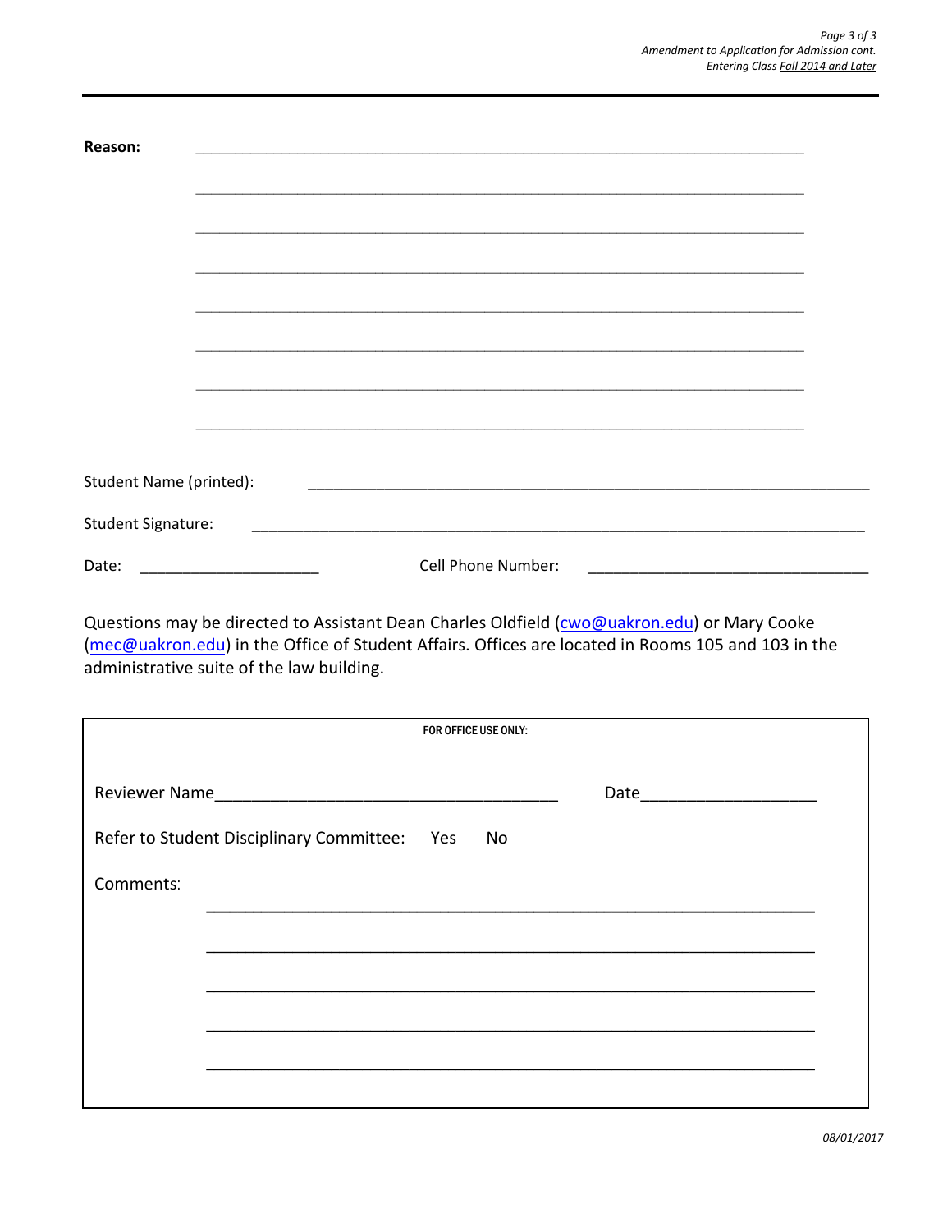**Reason:** ______________________________________________________________________

______________________________________________________________________

______________________________________________________________________

______________________________________________________________________

______________________________________________________________________

______________________________________________________________________

______________________________________________________________________

______________________________________________________________________

Student Name (printed): ______________________________________________________________

Student Signature: ______________________________________________________________

Date: ____________________ Cell Phone Number: ______________________________

Questions may be directed to Assistant Dean Charles Oldfield (cwo@uakron.edu) or Mary Cooke (mec@uakron.edu) in the Office of Student Affairs. Offices are located in Rooms 105 and 103 in the administrative suite of the law building.

---

**FOR OFFICE USE ONLY:**

Reviewer Name__________________________________ Date__________________

Refer to Student Disciplinary Committee: Yes No

Comments: ______________________________________________________________________

______________________________________________________________________

______________________________________________________________________

______________________________________________________________________

______________________________________________________________________

08/01/2017